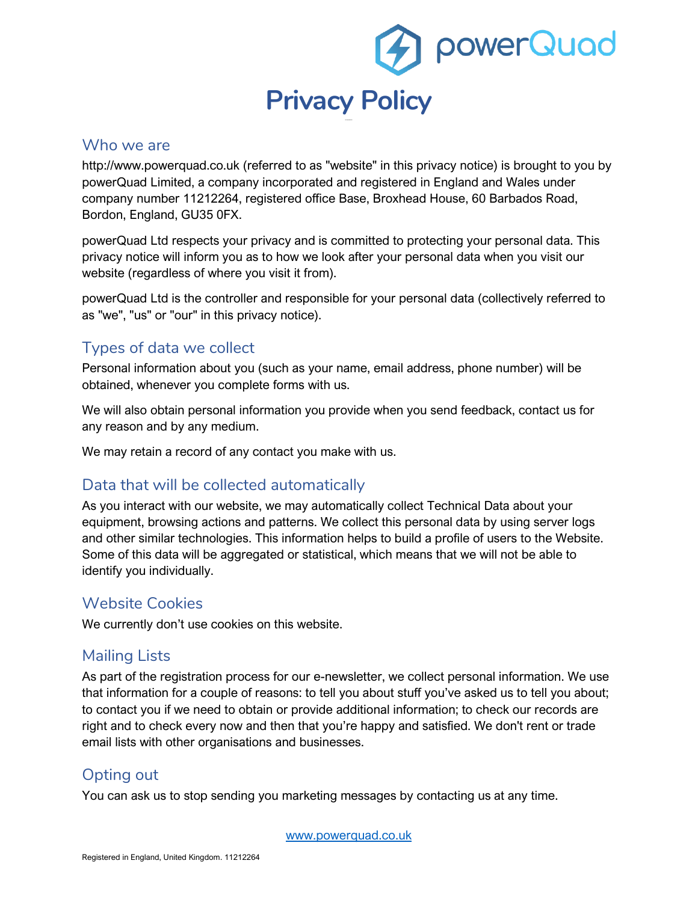# Privacy Policy

## Who we are

http://www.powerquad.co.uk (referred to as "website" in this privacy notice) is brought to you by powerQuad Limited, a company incorporated and registered in England and Wales under company number 11212264, registered office Base, Broxhead House, 60 Barbados Road, Bordon, England, GU35 0FX.

powerQuad Ltd respects your privacy and is committed to protecting your personal data. This privacy notice will inform you as to how we look after your personal data when you visit our website (regardless of where you visit it from).

powerQuad Ltd is the controller and responsible for your personal data (collectively referred to as "we", "us" or "our" in this privacy notice).

## Types of data we collect

Personal information about you (such as your name, email address, phone number) will be obtained, whenever you complete forms with us.

We will also obtain personal information you provide when you send feedback, contact us for any reason and by any medium.

We may retain a record of any contact you make with us.

## Data that will be collected automatically

As you interact with our website, we may automatically collect Technical Data about your equipment, browsing actions and patterns. We collect this personal data by using server logs and other similar technologies. This information helps to build a profile of users to the Website. Some of this data will be aggregated or statistical, which means that we will not be able to identify you individually.

## Website Cookies

We currently don't use cookies on this website.

## Mailing Lists

As part of the registration process for our e-newsletter, we collect personal information. We use that information for a couple of reasons: to tell you about stuff you've asked us to tell you about; to contact you if we need to obtain or provide additional information; to check our records are right and to check every now and then that you're happy and satisfied. We don't rent or trade email lists with other organisations and businesses.

## Opting out

You can ask us to stop sending you marketing messages by contacting us at any time.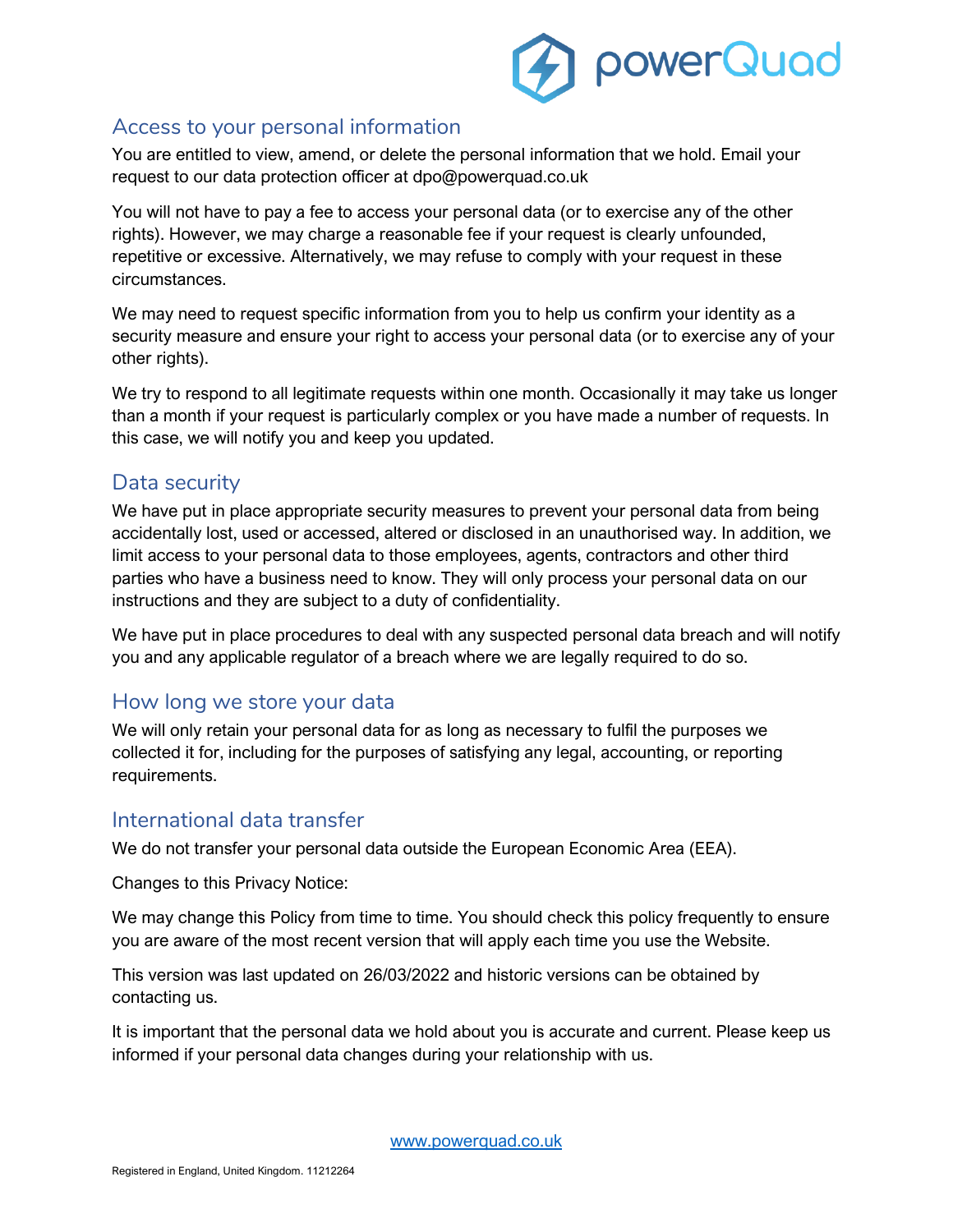## Access to your personal information

You are entitled to view, amend, or delete the personal information that we hold. Email your request to our data protection officer at dpo@powerquad.co.uk

You will not have to pay a fee to access your personal data (or to exercise any of the other rights). However, we may charge a reasonable fee if your request is clearly unfounded, repetitive or excessive. Alternatively, we may refuse to comply with your request in these circumstances.

We may need to request specific information from you to help us confirm your identity as a security measure and ensure your right to access your personal data (or to exercise any of your other rights).

We try to respond to all legitimate requests within one month. Occasionally it may take us longer than a month if your request is particularly complex or you have made a number of requests. In this case, we will notify you and keep you updated.

## Data security

We have put in place appropriate security measures to prevent your personal data from being accidentally lost, used or accessed, altered or disclosed in an unauthorised way. In addition, we limit access to your personal data to those employees, agents, contractors and other third parties who have a business need to know. They will only process your personal data on our instructions and they are subject to a duty of confidentiality.

We have put in place procedures to deal with any suspected personal data breach and will notify you and any applicable regulator of a breach where we are legally required to do so.

## How long we store your data

We will only retain your personal data for as long as necessary to fulfil the purposes we collected it for, including for the purposes of satisfying any legal, accounting, or reporting requirements.

## International data transfer

We do not transfer your personal data outside the European Economic Area (EEA).

Changes to this Privacy Notice:

We may change this Policy from time to time. You should check this policy frequently to ensure you are aware of the most recent version that will apply each time you use the Website.

This version was last updated on 26/03/2022 and historic versions can be obtained by contacting us.

It is important that the personal data we hold about you is accurate and current. Please keep us informed if your personal data changes during your relationship with us.

www.powerquad.co.uk

Registered in England, United Kingdom. 11212264